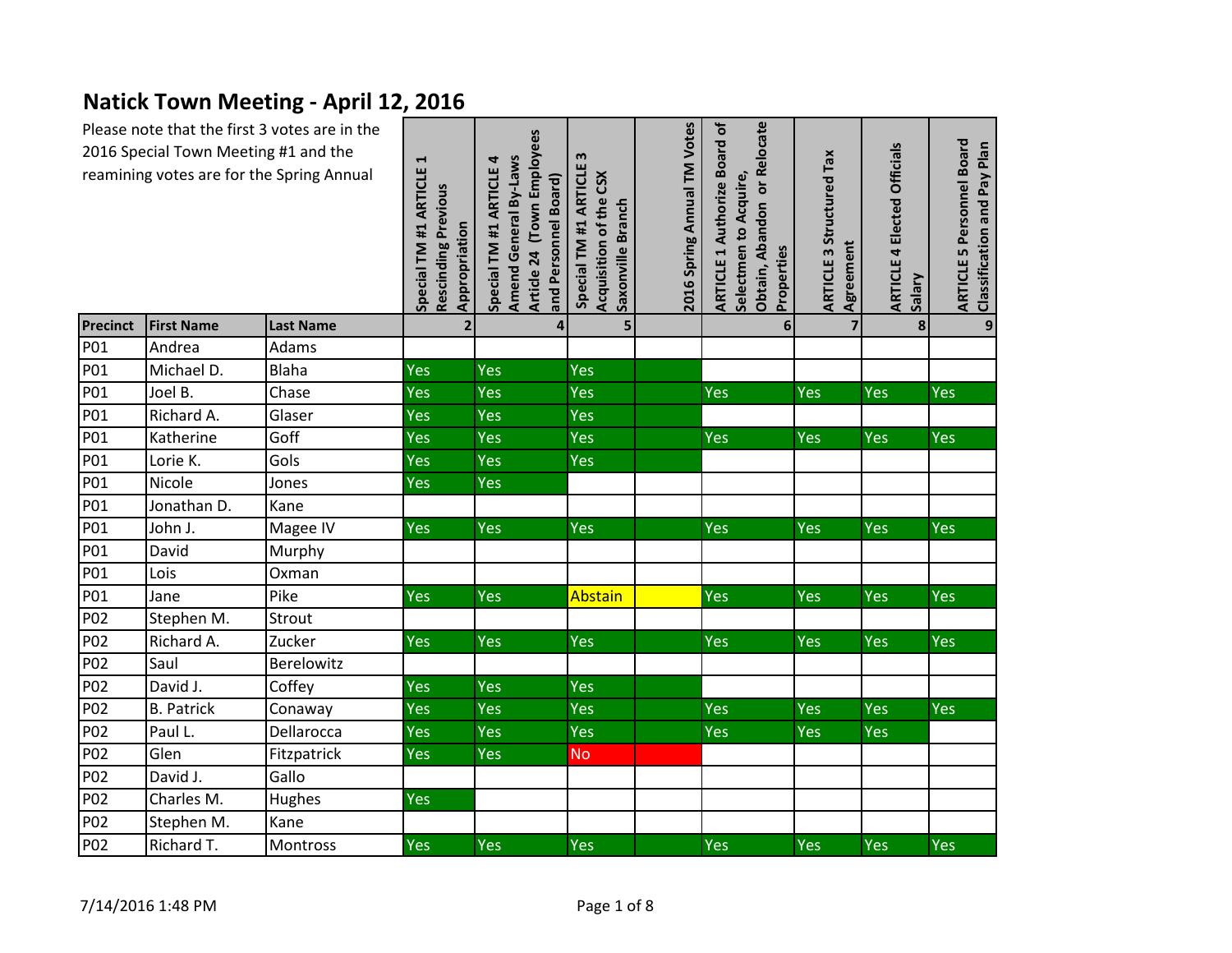# Natick Town Meeting - April 12, 2016

Please note that the first 3 votes are in the 2016 Special Town Meeting #1 and the reamining votes are for the Spring Annual

| Precinct | First Name | Last Name | Special TM #1 ARTICLE 1 Rescinding Previous Appropriation | Special TM #1 ARTICLE 4 Amend General By-Laws Article 24 (Town Employees and Personnel Board) | Special TM #1 ARTICLE 3 Acquisition of the CSX Saxonville Branch | 2016 Spring Annual TM Votes | ARTICLE 1 Authorize Board of Selectmen to Acquire, Obtain, Abandon or Relocate Properties | ARTICLE 3 Structured Tax Agreement | ARTICLE 4 Elected Officials Salary | ARTICLE 5 Personnel Board Classification and Pay Plan |
|---|---|---|---|---|---|---|---|---|---|---|
| | | | 2 | 4 | 5 | | 6 | 7 | 8 | 9 |
| P01 | Andrea | Adams | | | | | | | | |
| P01 | Michael D. | Blaha | Yes | Yes | Yes | | | | | |
| P01 | Joel B. | Chase | Yes | Yes | Yes | | Yes | Yes | Yes | Yes |
| P01 | Richard A. | Glaser | Yes | Yes | Yes | | | | | |
| P01 | Katherine | Goff | Yes | Yes | Yes | | Yes | Yes | Yes | Yes |
| P01 | Lorie K. | Gols | Yes | Yes | Yes | | | | | |
| P01 | Nicole | Jones | Yes | Yes | | | | | | |
| P01 | Jonathan D. | Kane | | | | | | | | |
| P01 | John J. | Magee IV | Yes | Yes | Yes | | Yes | Yes | Yes | Yes |
| P01 | David | Murphy | | | | | | | | |
| P01 | Lois | Oxman | | | | | | | | |
| P01 | Jane | Pike | Yes | Yes | Abstain | | Yes | Yes | Yes | Yes |
| P02 | Stephen M. | Strout | | | | | | | | |
| P02 | Richard A. | Zucker | Yes | Yes | Yes | | Yes | Yes | Yes | Yes |
| P02 | Saul | Berelowitz | | | | | | | | |
| P02 | David J. | Coffey | Yes | Yes | Yes | | | | | |
| P02 | B. Patrick | Conaway | Yes | Yes | Yes | | Yes | Yes | Yes | Yes |
| P02 | Paul L. | Dellarocca | Yes | Yes | Yes | | Yes | Yes | Yes | |
| P02 | Glen | Fitzpatrick | Yes | Yes | No | | | | | |
| P02 | David J. | Gallo | | | | | | | | |
| P02 | Charles M. | Hughes | Yes | | | | | | | |
| P02 | Stephen M. | Kane | | | | | | | | |
| P02 | Richard T. | Montross | Yes | Yes | Yes | | Yes | Yes | Yes | Yes |

7/14/2016 1:48 PM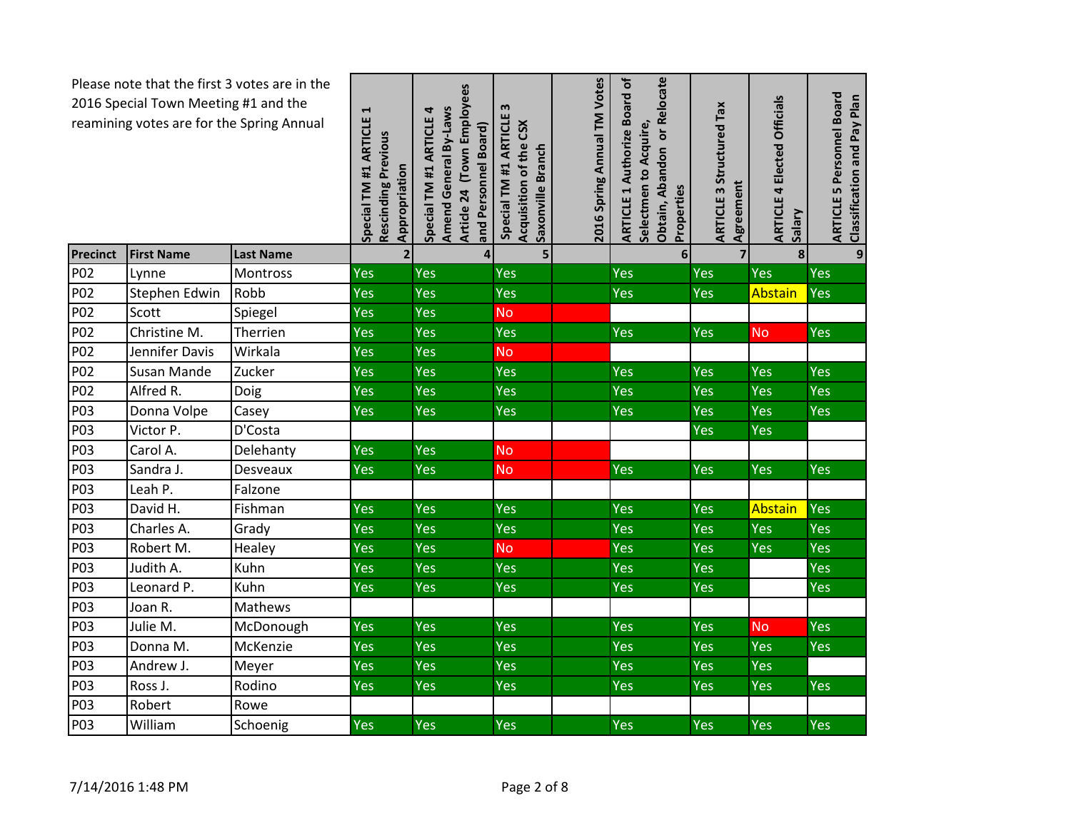Please note that the first 3 votes are in the 2016 Special Town Meeting #1 and the reamining votes are for the Spring Annual

| Precinct | First Name | Last Name | Special TM #1 ARTICLE 1 Rescinding Previous Appropriation | Special TM #1 ARTICLE 4 Amend General By-Laws Article 24 (Town Employees and Personnel Board) | Special TM #1 ARTICLE 3 Acquisition of the CSX Saxonville Branch | 2016 Spring Annual TM Votes | ARTICLE 1 Authorize Board of Selectmen to Acquire, Obtain, Abandon or Relocate Properties | ARTICLE 3 Structured Tax Agreement | ARTICLE 4 Elected Officials Salary | ARTICLE 5 Personnel Board Classification and Pay Plan |
|---|---|---|---|---|---|---|---|---|---|---|
| | | | 2 | 4 | 5 | | 6 | 7 | 8 | 9 |
| P02 | Lynne | Montross | Yes | Yes | Yes | | Yes | Yes | Yes | Yes |
| P02 | Stephen Edwin | Robb | Yes | Yes | Yes | | Yes | Yes | Abstain | Yes |
| P02 | Scott | Spiegel | Yes | Yes | No | | | | | |
| P02 | Christine M. | Therrien | Yes | Yes | Yes | | Yes | Yes | No | Yes |
| P02 | Jennifer Davis | Wirkala | Yes | Yes | No | | | | | |
| P02 | Susan Mande | Zucker | Yes | Yes | Yes | | Yes | Yes | Yes | Yes |
| P02 | Alfred R. | Doig | Yes | Yes | Yes | | Yes | Yes | Yes | Yes |
| P03 | Donna Volpe | Casey | Yes | Yes | Yes | | Yes | Yes | Yes | Yes |
| P03 | Victor P. | D'Costa | | | | | | Yes | Yes | |
| P03 | Carol A. | Delehanty | Yes | Yes | No | | | | | |
| P03 | Sandra J. | Desveaux | Yes | Yes | No | | Yes | Yes | Yes | Yes |
| P03 | Leah P. | Falzone | | | | | | | | |
| P03 | David H. | Fishman | Yes | Yes | Yes | | Yes | Yes | Abstain | Yes |
| P03 | Charles A. | Grady | Yes | Yes | Yes | | Yes | Yes | Yes | Yes |
| P03 | Robert M. | Healey | Yes | Yes | No | | Yes | Yes | Yes | Yes |
| P03 | Judith A. | Kuhn | Yes | Yes | Yes | | Yes | Yes | | Yes |
| P03 | Leonard P. | Kuhn | Yes | Yes | Yes | | Yes | Yes | | Yes |
| P03 | Joan R. | Mathews | | | | | | | | |
| P03 | Julie M. | McDonough | Yes | Yes | Yes | | Yes | Yes | No | Yes |
| P03 | Donna M. | McKenzie | Yes | Yes | Yes | | Yes | Yes | Yes | Yes |
| P03 | Andrew J. | Meyer | Yes | Yes | Yes | | Yes | Yes | Yes | |
| P03 | Ross J. | Rodino | Yes | Yes | Yes | | Yes | Yes | Yes | Yes |
| P03 | Robert | Rowe | | | | | | | | |
| P03 | William | Schoenig | Yes | Yes | Yes | | Yes | Yes | Yes | Yes |

7/14/2016 1:48 PM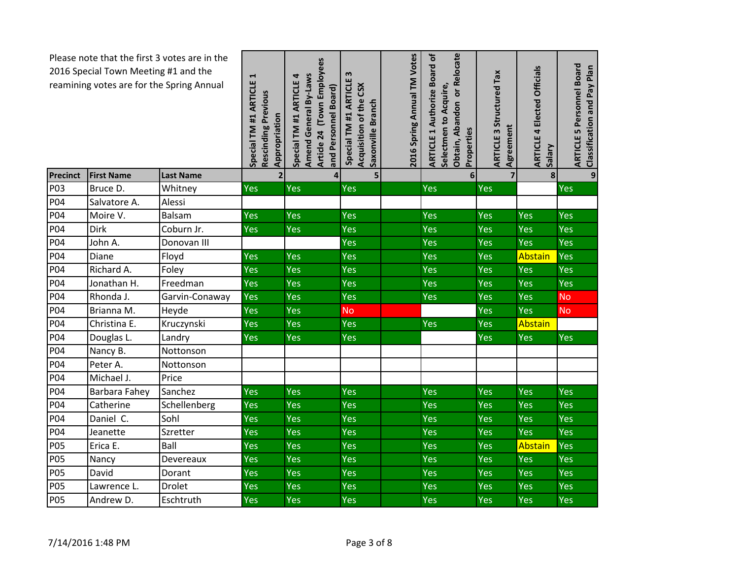Please note that the first 3 votes are in the 2016 Special Town Meeting #1 and the reamining votes are for the Spring Annual

| Precinct | First Name | Last Name | Special TM #1 ARTICLE 1 Rescinding Previous Appropriation | Special TM #1 ARTICLE 4 Amend General By-Laws Article 24 (Town Employees and Personnel Board) | Special TM #1 ARTICLE 3 Acquisition of the CSX Saxonville Branch | 2016 Spring Annual TM Votes | ARTICLE 1 Authorize Board of Selectmen to Acquire, Obtain, Abandon or Relocate Properties | ARTICLE 3 Structured Tax Agreement | ARTICLE 4 Elected Officials Salary | ARTICLE 5 Personnel Board Classification and Pay Plan |
|---|---|---|---|---|---|---|---|---|---|---|
| | | | 2 | 4 | 5 | | 6 | 7 | 8 | 9 |
| P03 | Bruce D. | Whitney | Yes | Yes | Yes | | Yes | Yes | | Yes |
| P04 | Salvatore A. | Alessi | | | | | | | | |
| P04 | Moire V. | Balsam | Yes | Yes | Yes | | Yes | Yes | Yes | Yes |
| P04 | Dirk | Coburn Jr. | Yes | Yes | Yes | | Yes | Yes | Yes | Yes |
| P04 | John A. | Donovan III | | | Yes | | Yes | Yes | Yes | Yes |
| P04 | Diane | Floyd | Yes | Yes | Yes | | Yes | Yes | Abstain | Yes |
| P04 | Richard A. | Foley | Yes | Yes | Yes | | Yes | Yes | Yes | Yes |
| P04 | Jonathan H. | Freedman | Yes | Yes | Yes | | Yes | Yes | Yes | Yes |
| P04 | Rhonda J. | Garvin-Conaway | Yes | Yes | Yes | | Yes | Yes | Yes | No |
| P04 | Brianna M. | Heyde | Yes | Yes | No | | | Yes | Yes | No |
| P04 | Christina E. | Kruczynski | Yes | Yes | Yes | | Yes | Yes | Abstain | |
| P04 | Douglas L. | Landry | Yes | Yes | Yes | | | Yes | Yes | Yes |
| P04 | Nancy B. | Nottonson | | | | | | | | |
| P04 | Peter A. | Nottonson | | | | | | | | |
| P04 | Michael J. | Price | | | | | | | | |
| P04 | Barbara Fahey | Sanchez | Yes | Yes | Yes | | Yes | Yes | Yes | Yes |
| P04 | Catherine | Schellenberg | Yes | Yes | Yes | | Yes | Yes | Yes | Yes |
| P04 | Daniel C. | Sohl | Yes | Yes | Yes | | Yes | Yes | Yes | Yes |
| P04 | Jeanette | Szretter | Yes | Yes | Yes | | Yes | Yes | Yes | Yes |
| P05 | Erica E. | Ball | Yes | Yes | Yes | | Yes | Yes | Abstain | Yes |
| P05 | Nancy | Devereaux | Yes | Yes | Yes | | Yes | Yes | Yes | Yes |
| P05 | David | Dorant | Yes | Yes | Yes | | Yes | Yes | Yes | Yes |
| P05 | Lawrence L. | Drolet | Yes | Yes | Yes | | Yes | Yes | Yes | Yes |
| P05 | Andrew D. | Eschtruth | Yes | Yes | Yes | | Yes | Yes | Yes | Yes |

7/14/2016 1:48 PM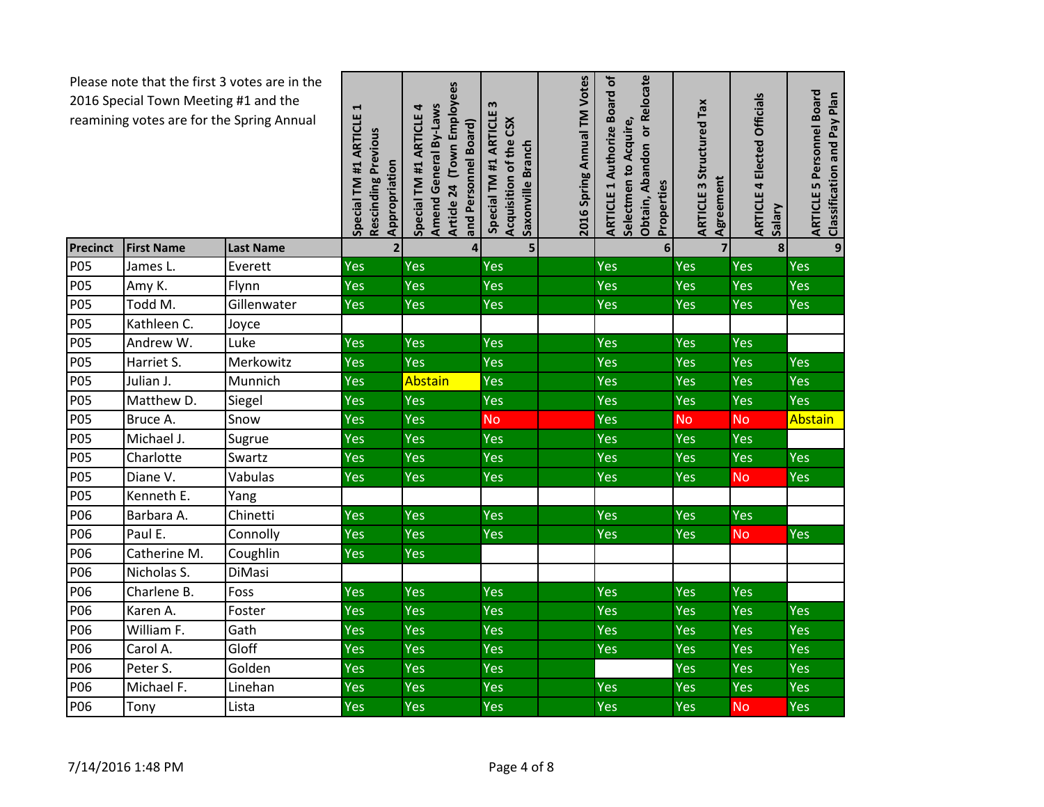Please note that the first 3 votes are in the 2016 Special Town Meeting #1 and the reamining votes are for the Spring Annual

| Precinct | First Name | Last Name | Special TM #1 ARTICLE 1 Rescinding Previous Appropriation 2 | Special TM #1 ARTICLE 4 Amend General By-Laws Article 24 (Town Employees and Personnel Board) 4 | Special TM #1 ARTICLE 3 Acquisition of the CSX Saxonville Branch 5 | 2016 Spring Annual TM Votes | ARTICLE 1 Authorize Board of Selectmen to Acquire, Obtain, Abandon or Relocate Properties 6 | ARTICLE 3 Structured Tax Agreement 7 | ARTICLE 4 Elected Officials Salary 8 | ARTICLE 5 Personnel Board Classification and Pay Plan 9 |
|---|---|---|---|---|---|---|---|---|---|---|
| P05 | James L. | Everett | Yes | Yes | Yes | | Yes | Yes | Yes | Yes |
| P05 | Amy K. | Flynn | Yes | Yes | Yes | | Yes | Yes | Yes | Yes |
| P05 | Todd M. | Gillenwater | Yes | Yes | Yes | | Yes | Yes | Yes | Yes |
| P05 | Kathleen C. | Joyce | | | | | | | | |
| P05 | Andrew W. | Luke | Yes | Yes | Yes | | Yes | Yes | Yes | |
| P05 | Harriet S. | Merkowitz | Yes | Yes | Yes | | Yes | Yes | Yes | Yes |
| P05 | Julian J. | Munnich | Yes | Abstain | Yes | | Yes | Yes | Yes | Yes |
| P05 | Matthew D. | Siegel | Yes | Yes | Yes | | Yes | Yes | Yes | Yes |
| P05 | Bruce A. | Snow | Yes | Yes | No | | Yes | No | No | Abstain |
| P05 | Michael J. | Sugrue | Yes | Yes | Yes | | Yes | Yes | Yes | |
| P05 | Charlotte | Swartz | Yes | Yes | Yes | | Yes | Yes | Yes | Yes |
| P05 | Diane V. | Vabulas | Yes | Yes | Yes | | Yes | Yes | No | Yes |
| P05 | Kenneth E. | Yang | | | | | | | | |
| P06 | Barbara A. | Chinetti | Yes | Yes | Yes | | Yes | Yes | Yes | |
| P06 | Paul E. | Connolly | Yes | Yes | Yes | | Yes | Yes | No | Yes |
| P06 | Catherine M. | Coughlin | Yes | Yes | | | | | | |
| P06 | Nicholas S. | DiMasi | | | | | | | | |
| P06 | Charlene B. | Foss | Yes | Yes | Yes | | Yes | Yes | Yes | |
| P06 | Karen A. | Foster | Yes | Yes | Yes | | Yes | Yes | Yes | Yes |
| P06 | William F. | Gath | Yes | Yes | Yes | | Yes | Yes | Yes | Yes |
| P06 | Carol A. | Gloff | Yes | Yes | Yes | | Yes | Yes | Yes | Yes |
| P06 | Peter S. | Golden | Yes | Yes | Yes | | | Yes | Yes | Yes |
| P06 | Michael F. | Linehan | Yes | Yes | Yes | | Yes | Yes | Yes | Yes |
| P06 | Tony | Lista | Yes | Yes | Yes | | Yes | Yes | No | Yes |

7/14/2016 1:48 PM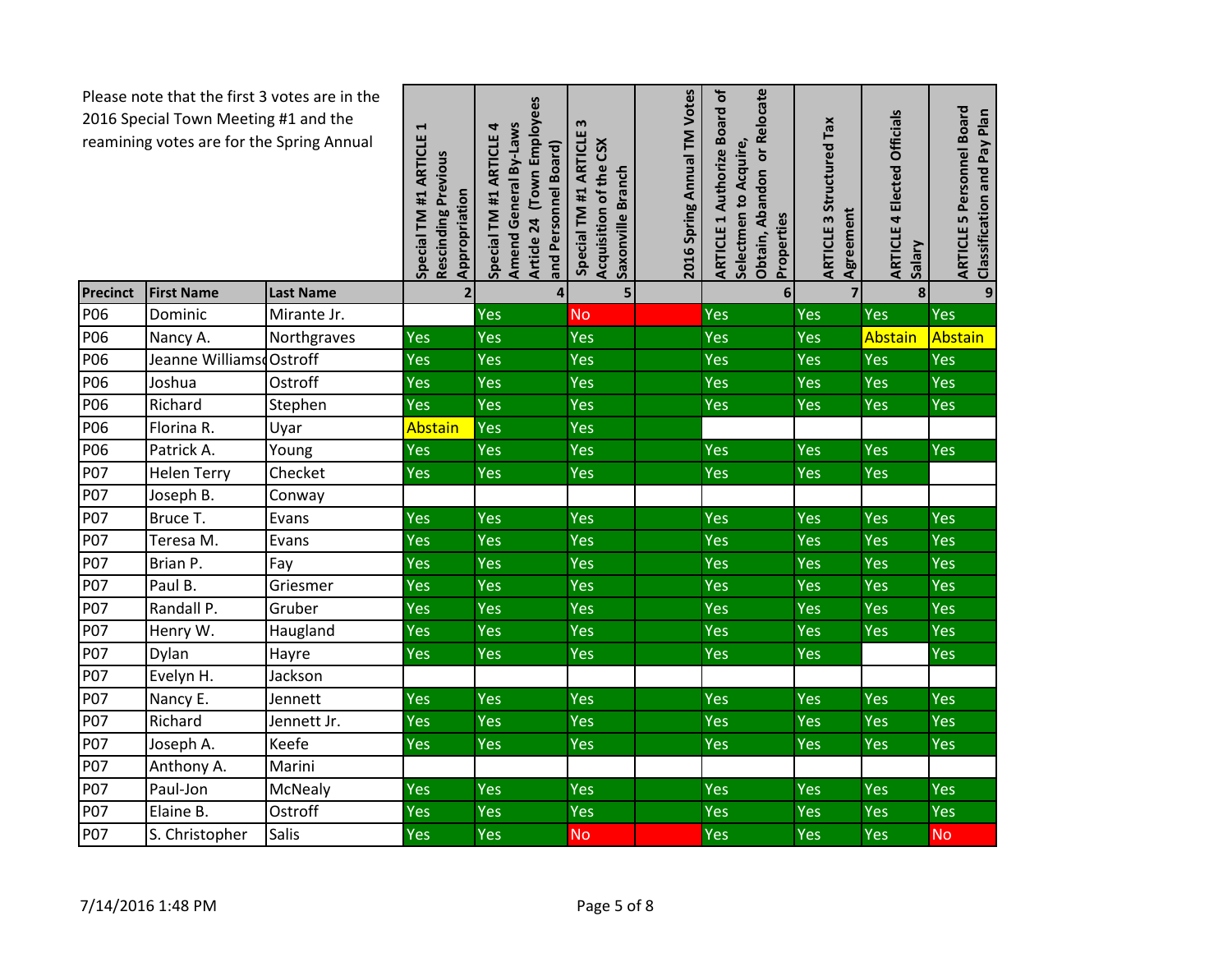Please note that the first 3 votes are in the 2016 Special Town Meeting #1 and the reamining votes are for the Spring Annual

| Precinct | First Name | Last Name | Special TM #1 ARTICLE 1 Rescinding Previous Appropriation | Special TM #1 ARTICLE 4 Amend General By-Laws Article 24 (Town Employees and Personnel Board) | Special TM #1 ARTICLE 3 Acquisition of the CSX Saxonville Branch | 2016 Spring Annual TM Votes | ARTICLE 1 Authorize Board of Selectmen to Acquire, Obtain, Abandon or Relocate Properties | ARTICLE 3 Structured Tax Agreement | ARTICLE 4 Elected Officials Salary | ARTICLE 5 Personnel Board Classification and Pay Plan |
|---|---|---|---|---|---|---|---|---|---|---|
| | | | 2 | 4 | 5 | | 6 | 7 | 8 | 9 |
| P06 | Dominic | Mirante Jr. | | Yes | No | | Yes | Yes | Yes | Yes |
| P06 | Nancy A. | Northgraves | Yes | Yes | Yes | | Yes | Yes | Abstain | Abstain |
| P06 | Jeanne Williamso | Ostroff | Yes | Yes | Yes | | Yes | Yes | Yes | Yes |
| P06 | Joshua | Ostroff | Yes | Yes | Yes | | Yes | Yes | Yes | Yes |
| P06 | Richard | Stephen | Yes | Yes | Yes | | Yes | Yes | Yes | Yes |
| P06 | Florina R. | Uyar | Abstain | Yes | Yes | | | | | |
| P06 | Patrick A. | Young | Yes | Yes | Yes | | Yes | Yes | Yes | Yes |
| P07 | Helen Terry | Checket | Yes | Yes | Yes | | Yes | Yes | Yes | |
| P07 | Joseph B. | Conway | | | | | | | | |
| P07 | Bruce T. | Evans | Yes | Yes | Yes | | Yes | Yes | Yes | Yes |
| P07 | Teresa M. | Evans | Yes | Yes | Yes | | Yes | Yes | Yes | Yes |
| P07 | Brian P. | Fay | Yes | Yes | Yes | | Yes | Yes | Yes | Yes |
| P07 | Paul B. | Griesmer | Yes | Yes | Yes | | Yes | Yes | Yes | Yes |
| P07 | Randall P. | Gruber | Yes | Yes | Yes | | Yes | Yes | Yes | Yes |
| P07 | Henry W. | Haugland | Yes | Yes | Yes | | Yes | Yes | Yes | Yes |
| P07 | Dylan | Hayre | Yes | Yes | Yes | | Yes | Yes | | Yes |
| P07 | Evelyn H. | Jackson | | | | | | | | |
| P07 | Nancy E. | Jennett | Yes | Yes | Yes | | Yes | Yes | Yes | Yes |
| P07 | Richard | Jennett Jr. | Yes | Yes | Yes | | Yes | Yes | Yes | Yes |
| P07 | Joseph A. | Keefe | Yes | Yes | Yes | | Yes | Yes | Yes | Yes |
| P07 | Anthony A. | Marini | | | | | | | | |
| P07 | Paul-Jon | McNealy | Yes | Yes | Yes | | Yes | Yes | Yes | Yes |
| P07 | Elaine B. | Ostroff | Yes | Yes | Yes | | Yes | Yes | Yes | Yes |
| P07 | S. Christopher | Salis | Yes | Yes | No | | Yes | Yes | Yes | No |

7/14/2016 1:48 PM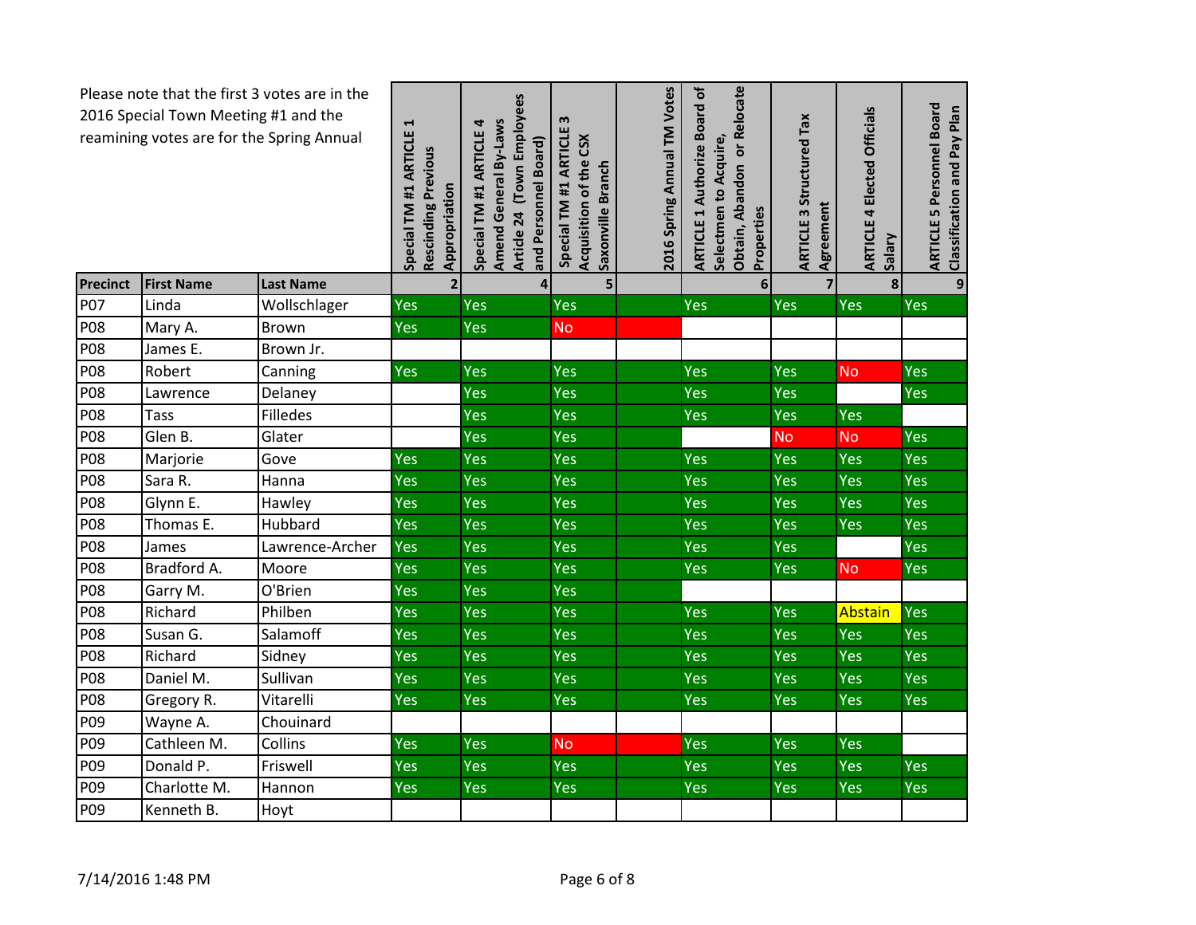Please note that the first 3 votes are in the 2016 Special Town Meeting #1 and the reamining votes are for the Spring Annual

| Precinct | First Name | Last Name | Special TM #1 ARTICLE 1 Rescinding Previous Appropriation | Special TM #1 ARTICLE 4 Amend General By-Laws Article 24 (Town Employees and Personnel Board) | Special TM #1 ARTICLE 3 Acquisition of the CSX Saxonville Branch | 2016 Spring Annual TM Votes | ARTICLE 1 Authorize Board of Selectmen to Acquire, Obtain, Abandon or Relocate Properties | ARTICLE 3 Structured Tax Agreement | ARTICLE 4 Elected Officials Salary | ARTICLE 5 Personnel Board Classification and Pay Plan |
|---|---|---|---|---|---|---|---|---|---|---|
| | | | 2 | 4 | 5 | | 6 | 7 | 8 | 9 |
| P07 | Linda | Wollschlager | Yes | Yes | Yes | | Yes | Yes | Yes | Yes |
| P08 | Mary A. | Brown | Yes | Yes | No | | | | | |
| P08 | James E. | Brown Jr. | | | | | | | | |
| P08 | Robert | Canning | Yes | Yes | Yes | | Yes | Yes | No | Yes |
| P08 | Lawrence | Delaney | | Yes | Yes | | Yes | Yes | | Yes |
| P08 | Tass | Filledes | | Yes | Yes | | Yes | Yes | Yes | |
| P08 | Glen B. | Glater | | Yes | Yes | | | No | No | Yes |
| P08 | Marjorie | Gove | Yes | Yes | Yes | | Yes | Yes | Yes | Yes |
| P08 | Sara R. | Hanna | Yes | Yes | Yes | | Yes | Yes | Yes | Yes |
| P08 | Glynn E. | Hawley | Yes | Yes | Yes | | Yes | Yes | Yes | Yes |
| P08 | Thomas E. | Hubbard | Yes | Yes | Yes | | Yes | Yes | Yes | Yes |
| P08 | James | Lawrence-Archer | Yes | Yes | Yes | | Yes | Yes | | Yes |
| P08 | Bradford A. | Moore | Yes | Yes | Yes | | Yes | Yes | No | Yes |
| P08 | Garry M. | O'Brien | Yes | Yes | Yes | | | | | |
| P08 | Richard | Philben | Yes | Yes | Yes | | Yes | Yes | Abstain | Yes |
| P08 | Susan G. | Salamoff | Yes | Yes | Yes | | Yes | Yes | Yes | Yes |
| P08 | Richard | Sidney | Yes | Yes | Yes | | Yes | Yes | Yes | Yes |
| P08 | Daniel M. | Sullivan | Yes | Yes | Yes | | Yes | Yes | Yes | Yes |
| P08 | Gregory R. | Vitarelli | Yes | Yes | Yes | | Yes | Yes | Yes | Yes |
| P09 | Wayne A. | Chouinard | | | | | | | | |
| P09 | Cathleen M. | Collins | Yes | Yes | No | | Yes | Yes | Yes | |
| P09 | Donald P. | Friswell | Yes | Yes | Yes | | Yes | Yes | Yes | Yes |
| P09 | Charlotte M. | Hannon | Yes | Yes | Yes | | Yes | Yes | Yes | Yes |
| P09 | Kenneth B. | Hoyt | | | | | | | | |

7/14/2016 1:48 PM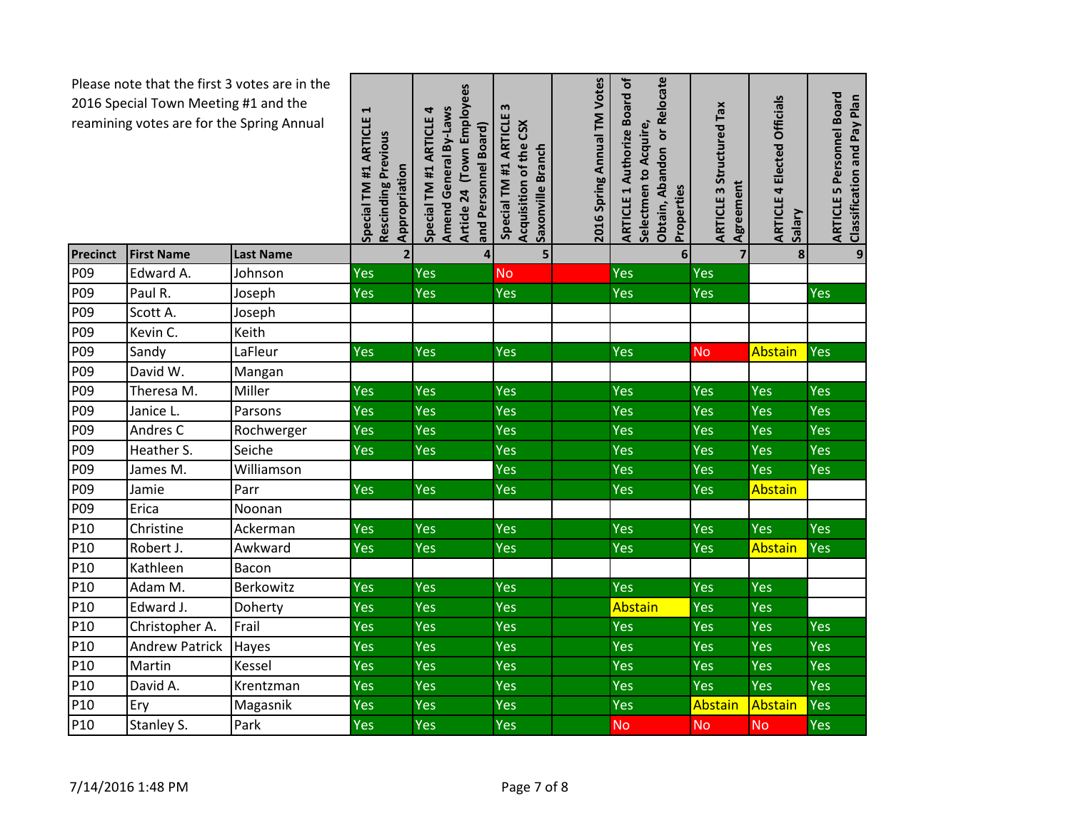Please note that the first 3 votes are in the 2016 Special Town Meeting #1 and the reamining votes are for the Spring Annual

| Precinct | First Name | Last Name | Special TM #1 ARTICLE 1 Rescinding Previous Appropriation | Special TM #1 ARTICLE 4 Amend General By-Laws Article 24 (Town Employees and Personnel Board) | Special TM #1 ARTICLE 3 Acquisition of the CSX Saxonville Branch | 2016 Spring Annual TM Votes | ARTICLE 1 Authorize Board of Selectmen to Acquire, Obtain, Abandon or Relocate Properties | ARTICLE 3 Structured Tax Agreement | ARTICLE 4 Elected Officials Salary | ARTICLE 5 Personnel Board Classification and Pay Plan |
|---|---|---|---|---|---|---|---|---|---|---|
| | | | 2 | 4 | 5 | | 6 | 7 | 8 | 9 |
| P09 | Edward A. | Johnson | Yes | Yes | No | | Yes | Yes | | |
| P09 | Paul R. | Joseph | Yes | Yes | Yes | | Yes | Yes | | Yes |
| P09 | Scott A. | Joseph | | | | | | | | |
| P09 | Kevin C. | Keith | | | | | | | | |
| P09 | Sandy | LaFleur | Yes | Yes | Yes | | Yes | No | Abstain | Yes |
| P09 | David W. | Mangan | | | | | | | | |
| P09 | Theresa M. | Miller | Yes | Yes | Yes | | Yes | Yes | Yes | Yes |
| P09 | Janice L. | Parsons | Yes | Yes | Yes | | Yes | Yes | Yes | Yes |
| P09 | Andres C | Rochwerger | Yes | Yes | Yes | | Yes | Yes | Yes | Yes |
| P09 | Heather S. | Seiche | Yes | Yes | Yes | | Yes | Yes | Yes | Yes |
| P09 | James M. | Williamson | | | Yes | | Yes | Yes | Yes | Yes |
| P09 | Jamie | Parr | Yes | Yes | Yes | | Yes | Yes | Abstain | |
| P09 | Erica | Noonan | | | | | | | | |
| P10 | Christine | Ackerman | Yes | Yes | Yes | | Yes | Yes | Yes | Yes |
| P10 | Robert J. | Awkward | Yes | Yes | Yes | | Yes | Yes | Abstain | Yes |
| P10 | Kathleen | Bacon | | | | | | | | |
| P10 | Adam M. | Berkowitz | Yes | Yes | Yes | | Yes | Yes | Yes | |
| P10 | Edward J. | Doherty | Yes | Yes | Yes | | Abstain | Yes | Yes | |
| P10 | Christopher A. | Frail | Yes | Yes | Yes | | Yes | Yes | Yes | Yes |
| P10 | Andrew Patrick | Hayes | Yes | Yes | Yes | | Yes | Yes | Yes | Yes |
| P10 | Martin | Kessel | Yes | Yes | Yes | | Yes | Yes | Yes | Yes |
| P10 | David A. | Krentzman | Yes | Yes | Yes | | Yes | Yes | Yes | Yes |
| P10 | Ery | Magasnik | Yes | Yes | Yes | | Yes | Abstain | Abstain | Yes |
| P10 | Stanley S. | Park | Yes | Yes | Yes | | No | No | No | Yes |

7/14/2016 1:48 PM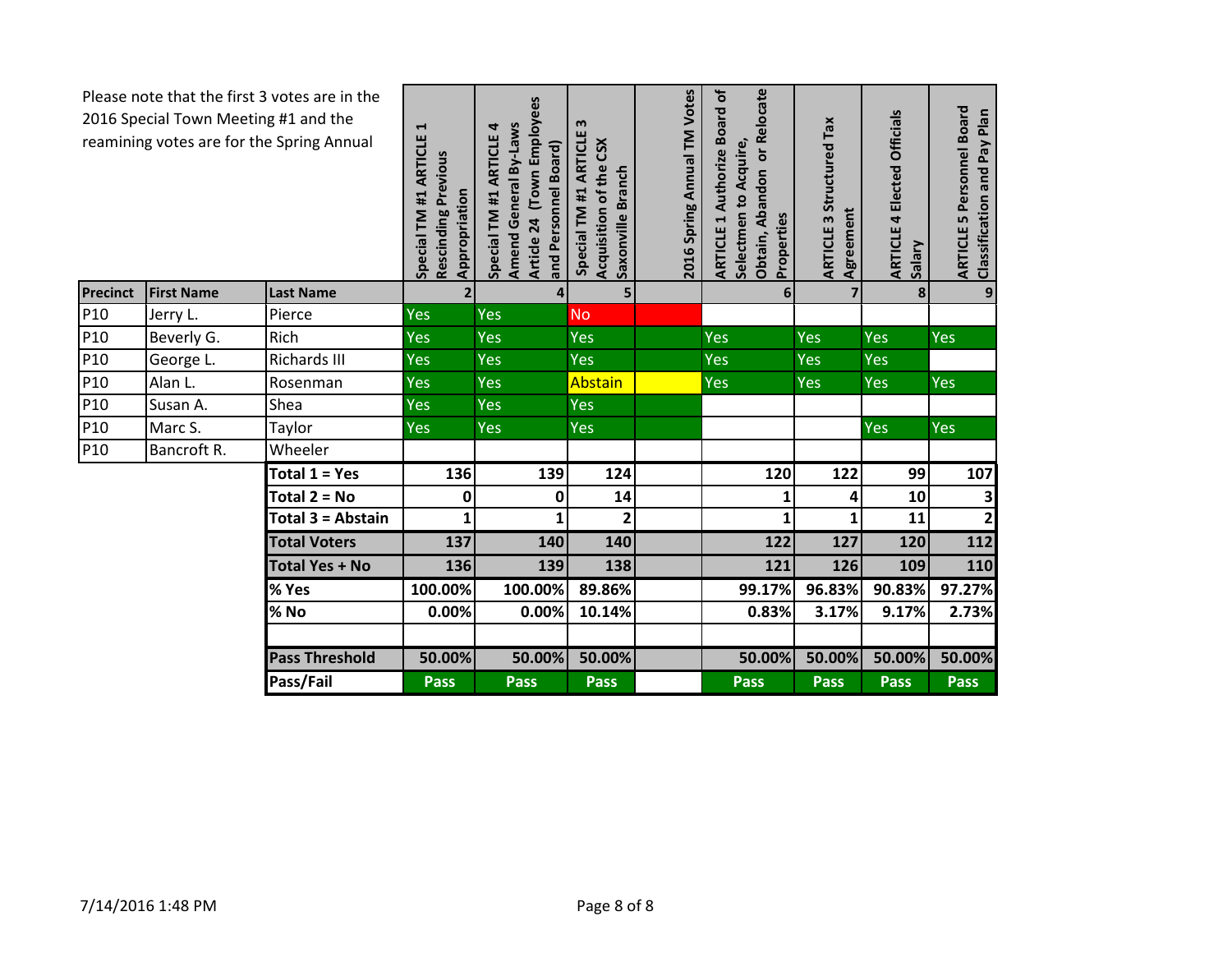Please note that the first 3 votes are in the 2016 Special Town Meeting #1 and the reamining votes are for the Spring Annual

| Precinct | First Name | Last Name | Special TM #1 ARTICLE 1 Rescinding Previous Appropriation | Special TM #1 ARTICLE 4 Amend General By-Laws Article 24 (Town Employees and Personnel Board) | Special TM #1 ARTICLE 3 Acquisition of the CSX Saxonville Branch | 2016 Spring Annual TM Votes | ARTICLE 1 Authorize Board of Selectmen to Acquire, Obtain, Abandon or Relocate Properties | ARTICLE 3 Structured Tax Agreement | ARTICLE 4 Elected Officials Salary | ARTICLE 5 Personnel Board Classification and Pay Plan |
|---|---|---|---|---|---|---|---|---|---|---|
| | | | 2 | 4 | 5 | | 6 | 7 | 8 | 9 |
| P10 | Jerry L. | Pierce | Yes | Yes | No | | | | | |
| P10 | Beverly G. | Rich | Yes | Yes | Yes | | Yes | Yes | Yes | Yes |
| P10 | George L. | Richards III | Yes | Yes | Yes | | Yes | Yes | Yes | |
| P10 | Alan L. | Rosenman | Yes | Yes | Abstain | | Yes | Yes | Yes | Yes |
| P10 | Susan A. | Shea | Yes | Yes | Yes | | | | | |
| P10 | Marc S. | Taylor | Yes | Yes | Yes | | | | Yes | Yes |
| P10 | Bancroft R. | Wheeler | | | | | | | | |
| | | **Total 1 = Yes** | 136 | 139 | 124 | | 120 | 122 | 99 | 107 |
| | | **Total 2 = No** | 0 | 0 | 14 | | 1 | 4 | 10 | 3 |
| | | **Total 3 = Abstain** | 1 | 1 | 2 | | 1 | 1 | 11 | 2 |
| | | **Total Voters** | 137 | 140 | 140 | | 122 | 127 | 120 | 112 |
| | | **Total Yes + No** | 136 | 139 | 138 | | 121 | 126 | 109 | 110 |
| | | **% Yes** | 100.00% | 100.00% | 89.86% | | 99.17% | 96.83% | 90.83% | 97.27% |
| | | **% No** | 0.00% | 0.00% | 10.14% | | 0.83% | 3.17% | 9.17% | 2.73% |
| | | | | | | | | | | |
| | | **Pass Threshold** | 50.00% | 50.00% | 50.00% | | 50.00% | 50.00% | 50.00% | 50.00% |
| | | **Pass/Fail** | Pass | Pass | Pass | | Pass | Pass | Pass | Pass |

7/14/2016 1:48 PM